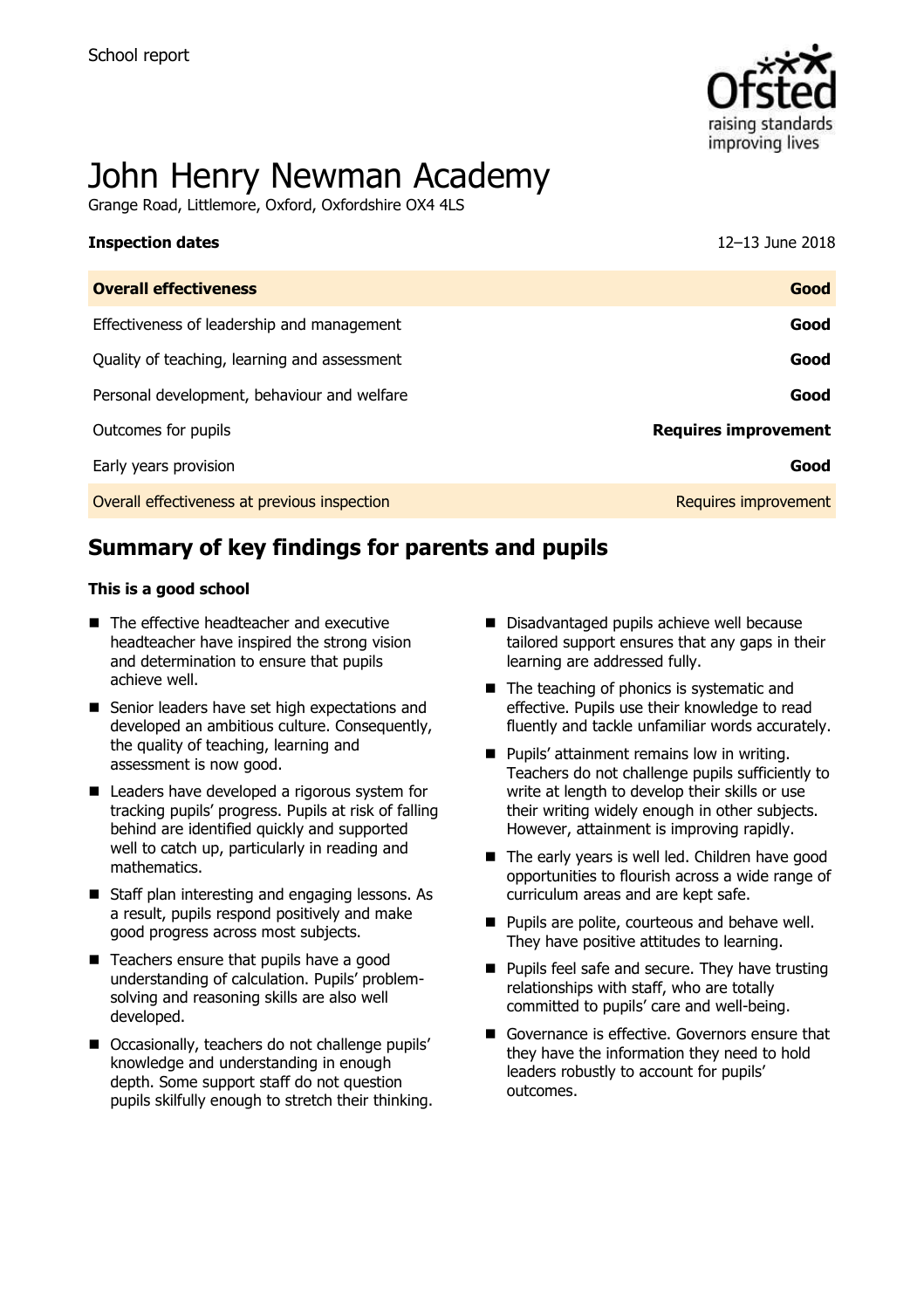School report

# John Henry Newman Academy

Grange Road, Littlemore, Oxford, Oxfordshire OX4 4LS

**Inspection dates** 12–13 June 2018

| | |
|---|---|
| **Overall effectiveness** | **Good** |
| Effectiveness of leadership and management | **Good** |
| Quality of teaching, learning and assessment | **Good** |
| Personal development, behaviour and welfare | **Good** |
| Outcomes for pupils | **Requires improvement** |
| Early years provision | **Good** |
| Overall effectiveness at previous inspection | Requires improvement |

## Summary of key findings for parents and pupils

**This is a good school**

- The effective headteacher and executive headteacher have inspired the strong vision and determination to ensure that pupils achieve well.
- Senior leaders have set high expectations and developed an ambitious culture. Consequently, the quality of teaching, learning and assessment is now good.
- Leaders have developed a rigorous system for tracking pupils' progress. Pupils at risk of falling behind are identified quickly and supported well to catch up, particularly in reading and mathematics.
- Staff plan interesting and engaging lessons. As a result, pupils respond positively and make good progress across most subjects.
- Teachers ensure that pupils have a good understanding of calculation. Pupils' problem-solving and reasoning skills are also well developed.
- Occasionally, teachers do not challenge pupils' knowledge and understanding in enough depth. Some support staff do not question pupils skilfully enough to stretch their thinking.
- Disadvantaged pupils achieve well because tailored support ensures that any gaps in their learning are addressed fully.
- The teaching of phonics is systematic and effective. Pupils use their knowledge to read fluently and tackle unfamiliar words accurately.
- Pupils' attainment remains low in writing. Teachers do not challenge pupils sufficiently to write at length to develop their skills or use their writing widely enough in other subjects. However, attainment is improving rapidly.
- The early years is well led. Children have good opportunities to flourish across a wide range of curriculum areas and are kept safe.
- Pupils are polite, courteous and behave well. They have positive attitudes to learning.
- Pupils feel safe and secure. They have trusting relationships with staff, who are totally committed to pupils' care and well-being.
- Governance is effective. Governors ensure that they have the information they need to hold leaders robustly to account for pupils' outcomes.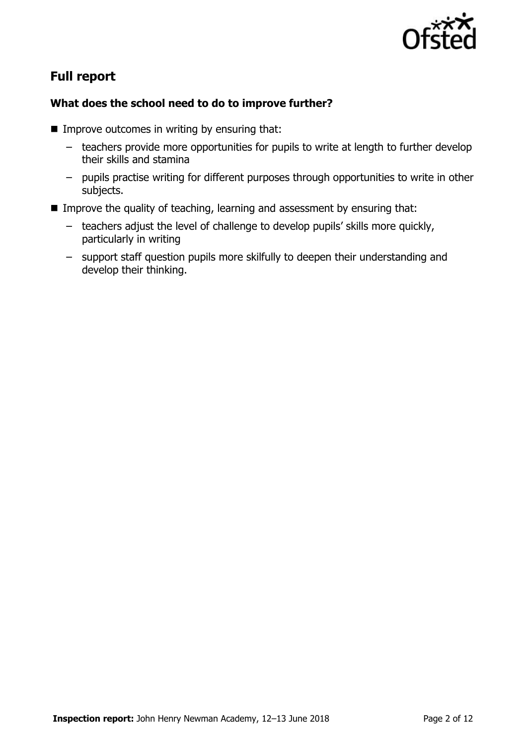## Full report

### What does the school need to do to improve further?

- Improve outcomes in writing by ensuring that:
  - teachers provide more opportunities for pupils to write at length to further develop their skills and stamina
  - pupils practise writing for different purposes through opportunities to write in other subjects.
- Improve the quality of teaching, learning and assessment by ensuring that:
  - teachers adjust the level of challenge to develop pupils' skills more quickly, particularly in writing
  - support staff question pupils more skilfully to deepen their understanding and develop their thinking.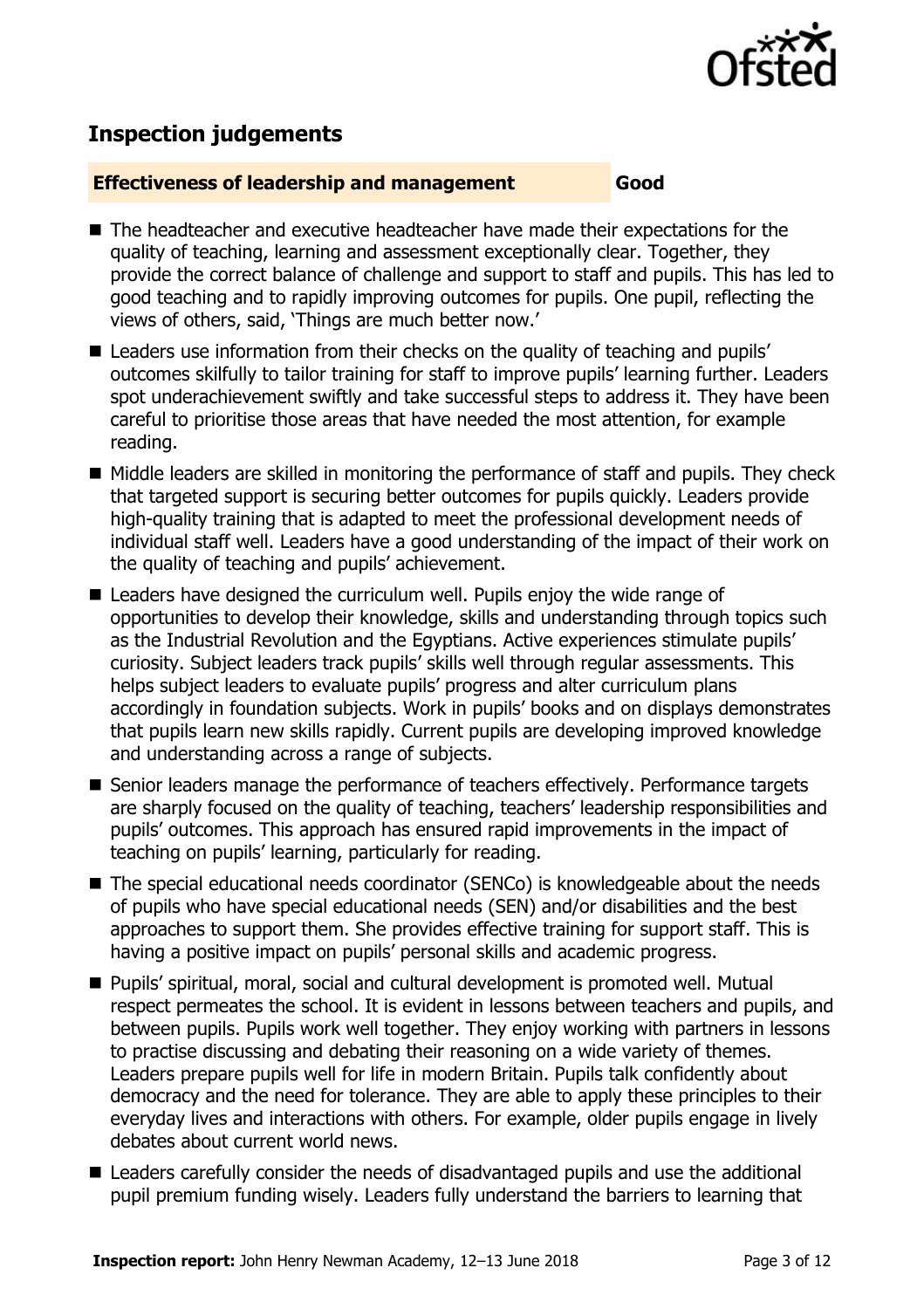## Inspection judgements

**Effectiveness of leadership and management** **Good**

- The headteacher and executive headteacher have made their expectations for the quality of teaching, learning and assessment exceptionally clear. Together, they provide the correct balance of challenge and support to staff and pupils. This has led to good teaching and to rapidly improving outcomes for pupils. One pupil, reflecting the views of others, said, 'Things are much better now.'
- Leaders use information from their checks on the quality of teaching and pupils' outcomes skilfully to tailor training for staff to improve pupils' learning further. Leaders spot underachievement swiftly and take successful steps to address it. They have been careful to prioritise those areas that have needed the most attention, for example reading.
- Middle leaders are skilled in monitoring the performance of staff and pupils. They check that targeted support is securing better outcomes for pupils quickly. Leaders provide high-quality training that is adapted to meet the professional development needs of individual staff well. Leaders have a good understanding of the impact of their work on the quality of teaching and pupils' achievement.
- Leaders have designed the curriculum well. Pupils enjoy the wide range of opportunities to develop their knowledge, skills and understanding through topics such as the Industrial Revolution and the Egyptians. Active experiences stimulate pupils' curiosity. Subject leaders track pupils' skills well through regular assessments. This helps subject leaders to evaluate pupils' progress and alter curriculum plans accordingly in foundation subjects. Work in pupils' books and on displays demonstrates that pupils learn new skills rapidly. Current pupils are developing improved knowledge and understanding across a range of subjects.
- Senior leaders manage the performance of teachers effectively. Performance targets are sharply focused on the quality of teaching, teachers' leadership responsibilities and pupils' outcomes. This approach has ensured rapid improvements in the impact of teaching on pupils' learning, particularly for reading.
- The special educational needs coordinator (SENCo) is knowledgeable about the needs of pupils who have special educational needs (SEN) and/or disabilities and the best approaches to support them. She provides effective training for support staff. This is having a positive impact on pupils' personal skills and academic progress.
- Pupils' spiritual, moral, social and cultural development is promoted well. Mutual respect permeates the school. It is evident in lessons between teachers and pupils, and between pupils. Pupils work well together. They enjoy working with partners in lessons to practise discussing and debating their reasoning on a wide variety of themes. Leaders prepare pupils well for life in modern Britain. Pupils talk confidently about democracy and the need for tolerance. They are able to apply these principles to their everyday lives and interactions with others. For example, older pupils engage in lively debates about current world news.
- Leaders carefully consider the needs of disadvantaged pupils and use the additional pupil premium funding wisely. Leaders fully understand the barriers to learning that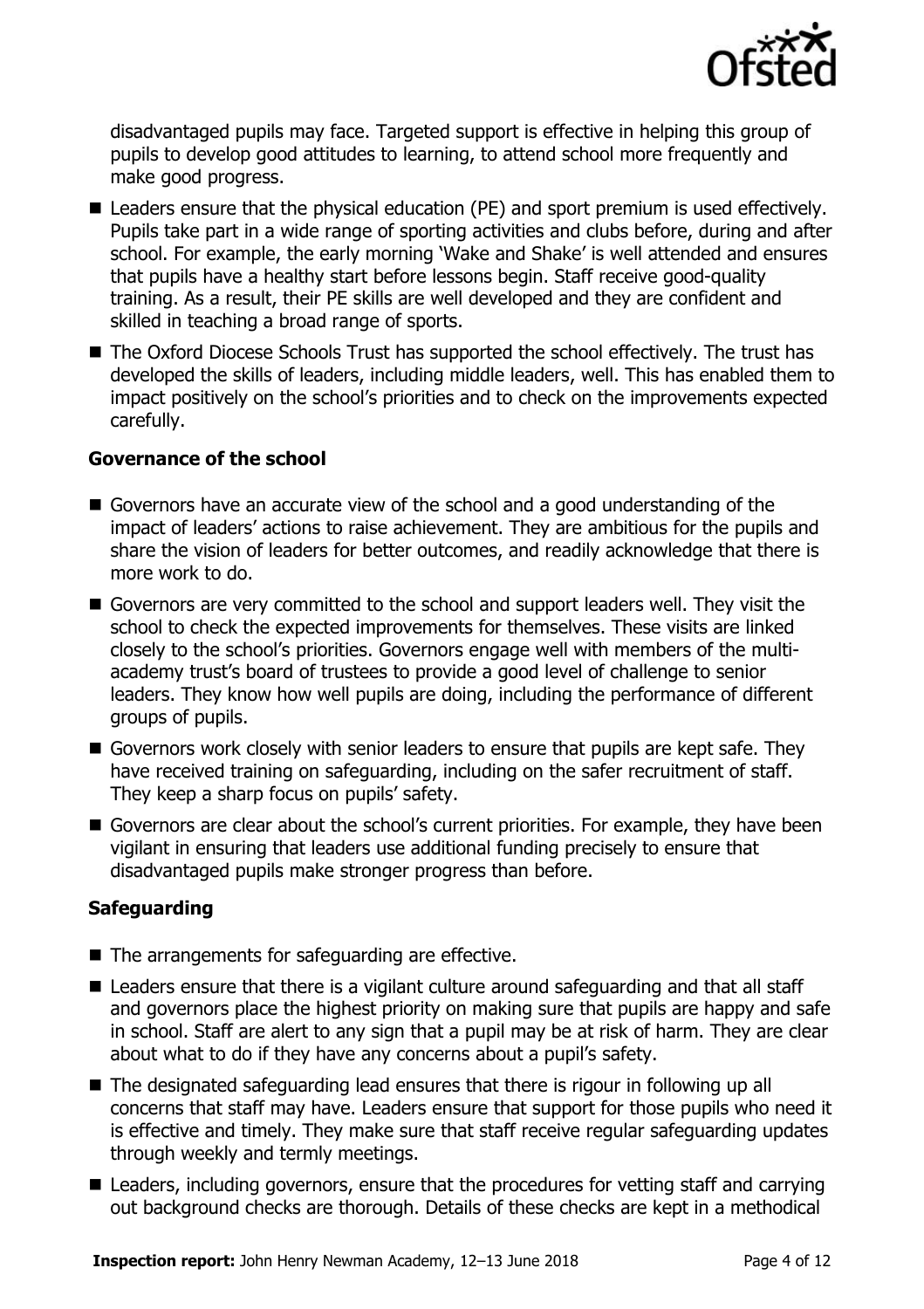disadvantaged pupils may face. Targeted support is effective in helping this group of pupils to develop good attitudes to learning, to attend school more frequently and make good progress.

- Leaders ensure that the physical education (PE) and sport premium is used effectively. Pupils take part in a wide range of sporting activities and clubs before, during and after school. For example, the early morning 'Wake and Shake' is well attended and ensures that pupils have a healthy start before lessons begin. Staff receive good-quality training. As a result, their PE skills are well developed and they are confident and skilled in teaching a broad range of sports.
- The Oxford Diocese Schools Trust has supported the school effectively. The trust has developed the skills of leaders, including middle leaders, well. This has enabled them to impact positively on the school's priorities and to check on the improvements expected carefully.

### Governance of the school

- Governors have an accurate view of the school and a good understanding of the impact of leaders' actions to raise achievement. They are ambitious for the pupils and share the vision of leaders for better outcomes, and readily acknowledge that there is more work to do.
- Governors are very committed to the school and support leaders well. They visit the school to check the expected improvements for themselves. These visits are linked closely to the school's priorities. Governors engage well with members of the multi-academy trust's board of trustees to provide a good level of challenge to senior leaders. They know how well pupils are doing, including the performance of different groups of pupils.
- Governors work closely with senior leaders to ensure that pupils are kept safe. They have received training on safeguarding, including on the safer recruitment of staff. They keep a sharp focus on pupils' safety.
- Governors are clear about the school's current priorities. For example, they have been vigilant in ensuring that leaders use additional funding precisely to ensure that disadvantaged pupils make stronger progress than before.

### Safeguarding

- The arrangements for safeguarding are effective.
- Leaders ensure that there is a vigilant culture around safeguarding and that all staff and governors place the highest priority on making sure that pupils are happy and safe in school. Staff are alert to any sign that a pupil may be at risk of harm. They are clear about what to do if they have any concerns about a pupil's safety.
- The designated safeguarding lead ensures that there is rigour in following up all concerns that staff may have. Leaders ensure that support for those pupils who need it is effective and timely. They make sure that staff receive regular safeguarding updates through weekly and termly meetings.
- Leaders, including governors, ensure that the procedures for vetting staff and carrying out background checks are thorough. Details of these checks are kept in a methodical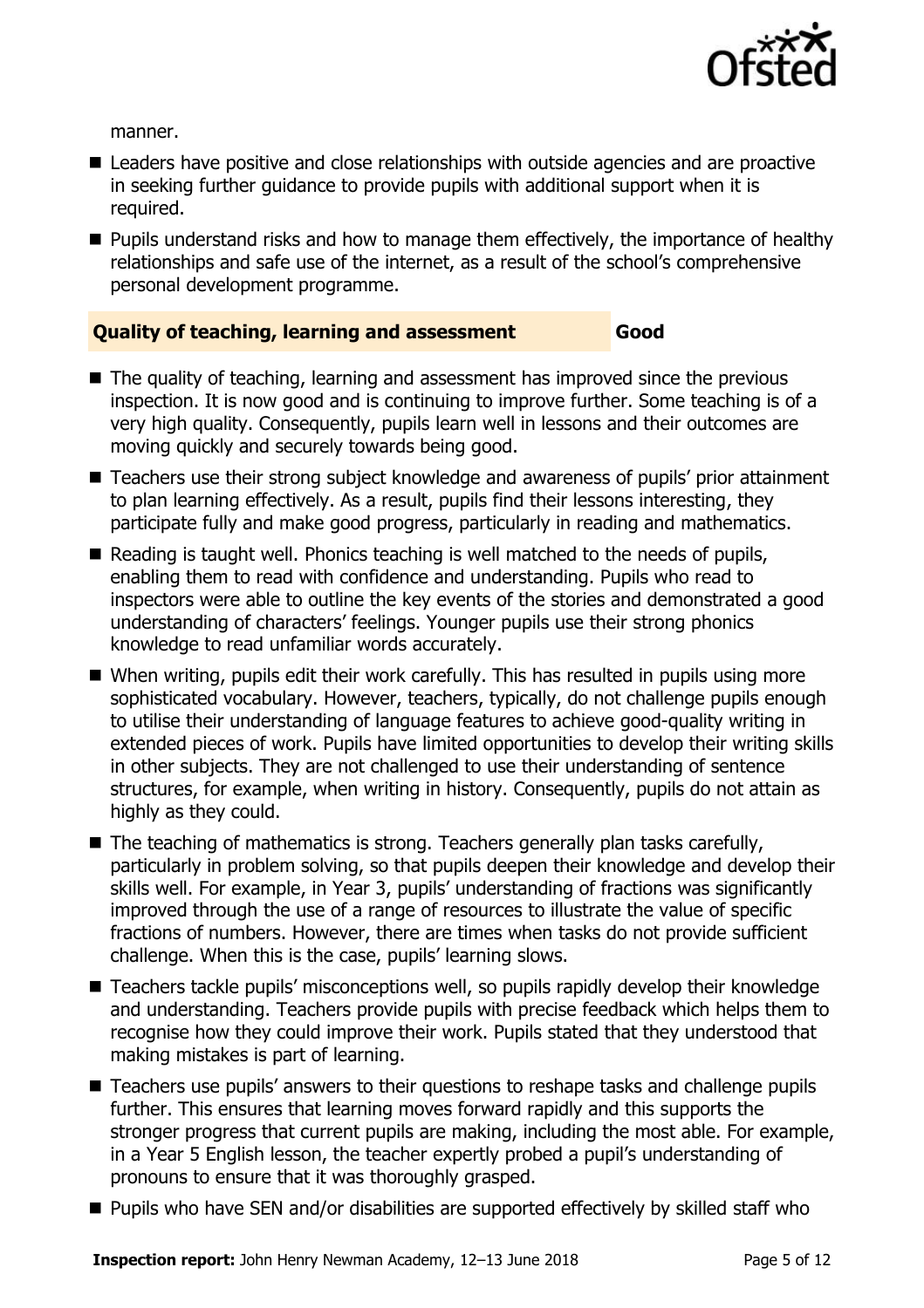manner.

- Leaders have positive and close relationships with outside agencies and are proactive in seeking further guidance to provide pupils with additional support when it is required.
- Pupils understand risks and how to manage them effectively, the importance of healthy relationships and safe use of the internet, as a result of the school's comprehensive personal development programme.

## Quality of teaching, learning and assessment — Good

- The quality of teaching, learning and assessment has improved since the previous inspection. It is now good and is continuing to improve further. Some teaching is of a very high quality. Consequently, pupils learn well in lessons and their outcomes are moving quickly and securely towards being good.
- Teachers use their strong subject knowledge and awareness of pupils' prior attainment to plan learning effectively. As a result, pupils find their lessons interesting, they participate fully and make good progress, particularly in reading and mathematics.
- Reading is taught well. Phonics teaching is well matched to the needs of pupils, enabling them to read with confidence and understanding. Pupils who read to inspectors were able to outline the key events of the stories and demonstrated a good understanding of characters' feelings. Younger pupils use their strong phonics knowledge to read unfamiliar words accurately.
- When writing, pupils edit their work carefully. This has resulted in pupils using more sophisticated vocabulary. However, teachers, typically, do not challenge pupils enough to utilise their understanding of language features to achieve good-quality writing in extended pieces of work. Pupils have limited opportunities to develop their writing skills in other subjects. They are not challenged to use their understanding of sentence structures, for example, when writing in history. Consequently, pupils do not attain as highly as they could.
- The teaching of mathematics is strong. Teachers generally plan tasks carefully, particularly in problem solving, so that pupils deepen their knowledge and develop their skills well. For example, in Year 3, pupils' understanding of fractions was significantly improved through the use of a range of resources to illustrate the value of specific fractions of numbers. However, there are times when tasks do not provide sufficient challenge. When this is the case, pupils' learning slows.
- Teachers tackle pupils' misconceptions well, so pupils rapidly develop their knowledge and understanding. Teachers provide pupils with precise feedback which helps them to recognise how they could improve their work. Pupils stated that they understood that making mistakes is part of learning.
- Teachers use pupils' answers to their questions to reshape tasks and challenge pupils further. This ensures that learning moves forward rapidly and this supports the stronger progress that current pupils are making, including the most able. For example, in a Year 5 English lesson, the teacher expertly probed a pupil's understanding of pronouns to ensure that it was thoroughly grasped.
- Pupils who have SEN and/or disabilities are supported effectively by skilled staff who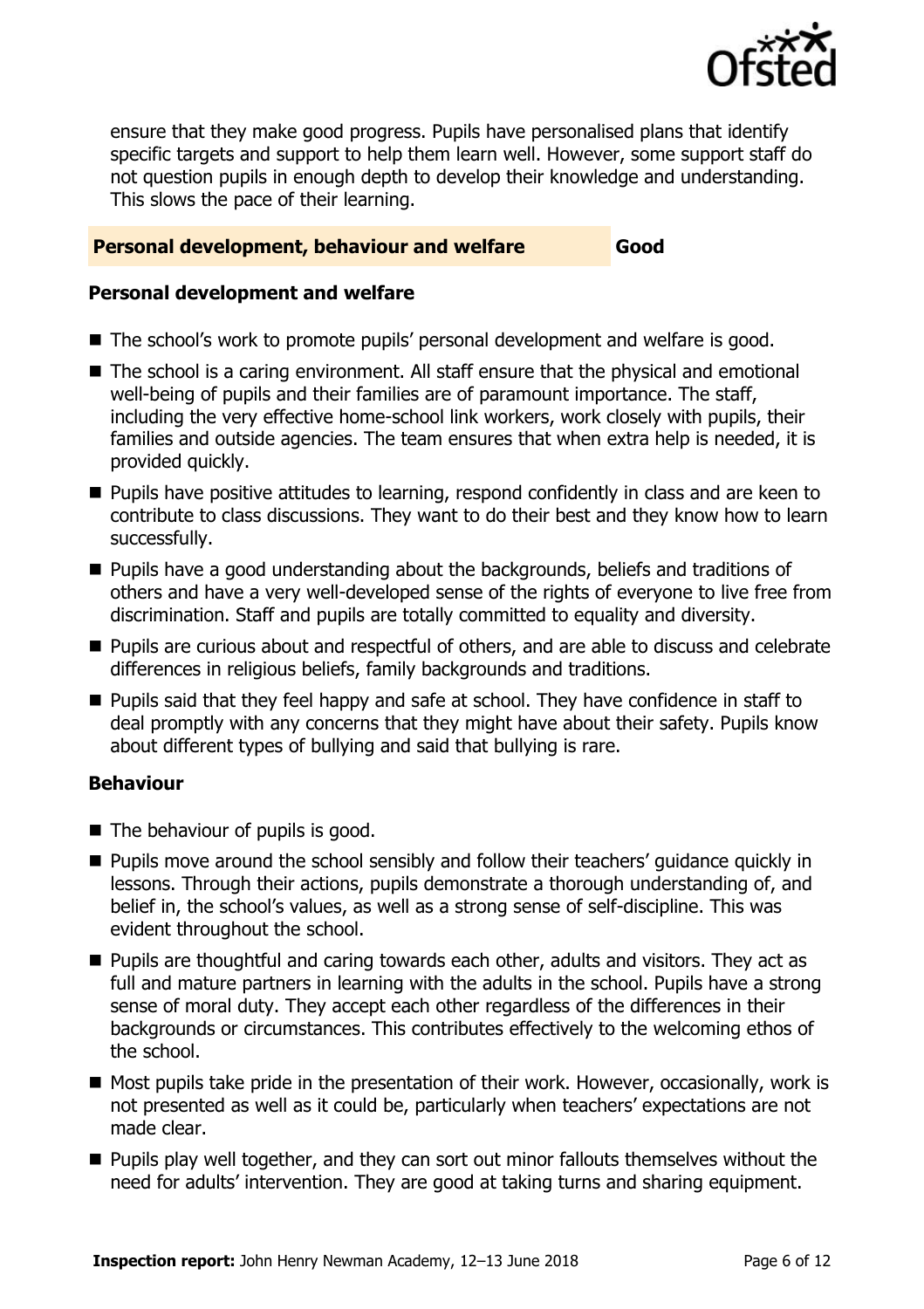ensure that they make good progress. Pupils have personalised plans that identify specific targets and support to help them learn well. However, some support staff do not question pupils in enough depth to develop their knowledge and understanding. This slows the pace of their learning.

## Personal development, behaviour and welfare — Good

### Personal development and welfare

- The school's work to promote pupils' personal development and welfare is good.
- The school is a caring environment. All staff ensure that the physical and emotional well-being of pupils and their families are of paramount importance. The staff, including the very effective home-school link workers, work closely with pupils, their families and outside agencies. The team ensures that when extra help is needed, it is provided quickly.
- Pupils have positive attitudes to learning, respond confidently in class and are keen to contribute to class discussions. They want to do their best and they know how to learn successfully.
- Pupils have a good understanding about the backgrounds, beliefs and traditions of others and have a very well-developed sense of the rights of everyone to live free from discrimination. Staff and pupils are totally committed to equality and diversity.
- Pupils are curious about and respectful of others, and are able to discuss and celebrate differences in religious beliefs, family backgrounds and traditions.
- Pupils said that they feel happy and safe at school. They have confidence in staff to deal promptly with any concerns that they might have about their safety. Pupils know about different types of bullying and said that bullying is rare.

### Behaviour

- The behaviour of pupils is good.
- Pupils move around the school sensibly and follow their teachers' guidance quickly in lessons. Through their actions, pupils demonstrate a thorough understanding of, and belief in, the school's values, as well as a strong sense of self-discipline. This was evident throughout the school.
- Pupils are thoughtful and caring towards each other, adults and visitors. They act as full and mature partners in learning with the adults in the school. Pupils have a strong sense of moral duty. They accept each other regardless of the differences in their backgrounds or circumstances. This contributes effectively to the welcoming ethos of the school.
- Most pupils take pride in the presentation of their work. However, occasionally, work is not presented as well as it could be, particularly when teachers' expectations are not made clear.
- Pupils play well together, and they can sort out minor fallouts themselves without the need for adults' intervention. They are good at taking turns and sharing equipment.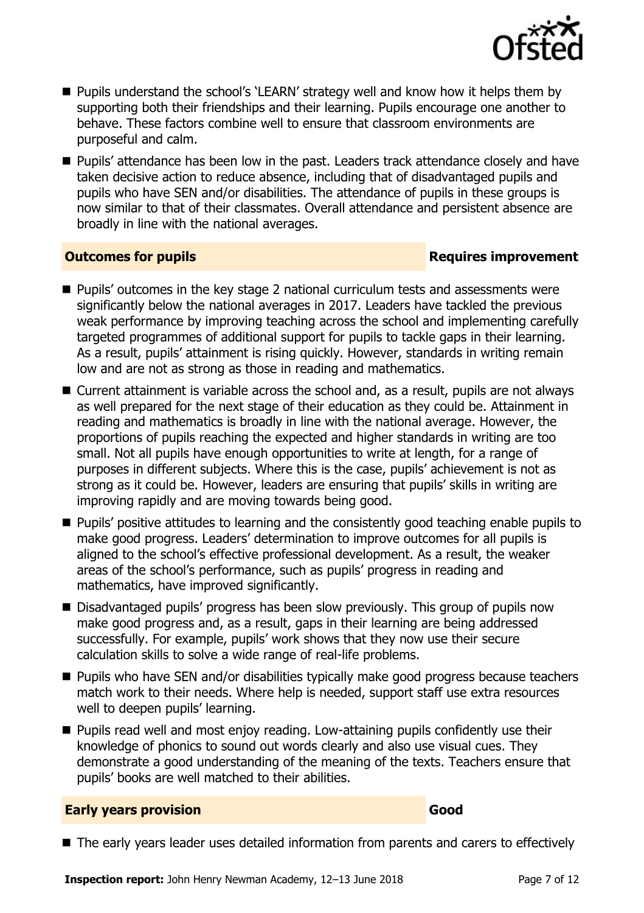- Pupils understand the school's 'LEARN' strategy well and know how it helps them by supporting both their friendships and their learning. Pupils encourage one another to behave. These factors combine well to ensure that classroom environments are purposeful and calm.
- Pupils' attendance has been low in the past. Leaders track attendance closely and have taken decisive action to reduce absence, including that of disadvantaged pupils and pupils who have SEN and/or disabilities. The attendance of pupils in these groups is now similar to that of their classmates. Overall attendance and persistent absence are broadly in line with the national averages.

## Outcomes for pupils — Requires improvement

- Pupils' outcomes in the key stage 2 national curriculum tests and assessments were significantly below the national averages in 2017. Leaders have tackled the previous weak performance by improving teaching across the school and implementing carefully targeted programmes of additional support for pupils to tackle gaps in their learning. As a result, pupils' attainment is rising quickly. However, standards in writing remain low and are not as strong as those in reading and mathematics.
- Current attainment is variable across the school and, as a result, pupils are not always as well prepared for the next stage of their education as they could be. Attainment in reading and mathematics is broadly in line with the national average. However, the proportions of pupils reaching the expected and higher standards in writing are too small. Not all pupils have enough opportunities to write at length, for a range of purposes in different subjects. Where this is the case, pupils' achievement is not as strong as it could be. However, leaders are ensuring that pupils' skills in writing are improving rapidly and are moving towards being good.
- Pupils' positive attitudes to learning and the consistently good teaching enable pupils to make good progress. Leaders' determination to improve outcomes for all pupils is aligned to the school's effective professional development. As a result, the weaker areas of the school's performance, such as pupils' progress in reading and mathematics, have improved significantly.
- Disadvantaged pupils' progress has been slow previously. This group of pupils now make good progress and, as a result, gaps in their learning are being addressed successfully. For example, pupils' work shows that they now use their secure calculation skills to solve a wide range of real-life problems.
- Pupils who have SEN and/or disabilities typically make good progress because teachers match work to their needs. Where help is needed, support staff use extra resources well to deepen pupils' learning.
- Pupils read well and most enjoy reading. Low-attaining pupils confidently use their knowledge of phonics to sound out words clearly and also use visual cues. They demonstrate a good understanding of the meaning of the texts. Teachers ensure that pupils' books are well matched to their abilities.

## Early years provision — Good

- The early years leader uses detailed information from parents and carers to effectively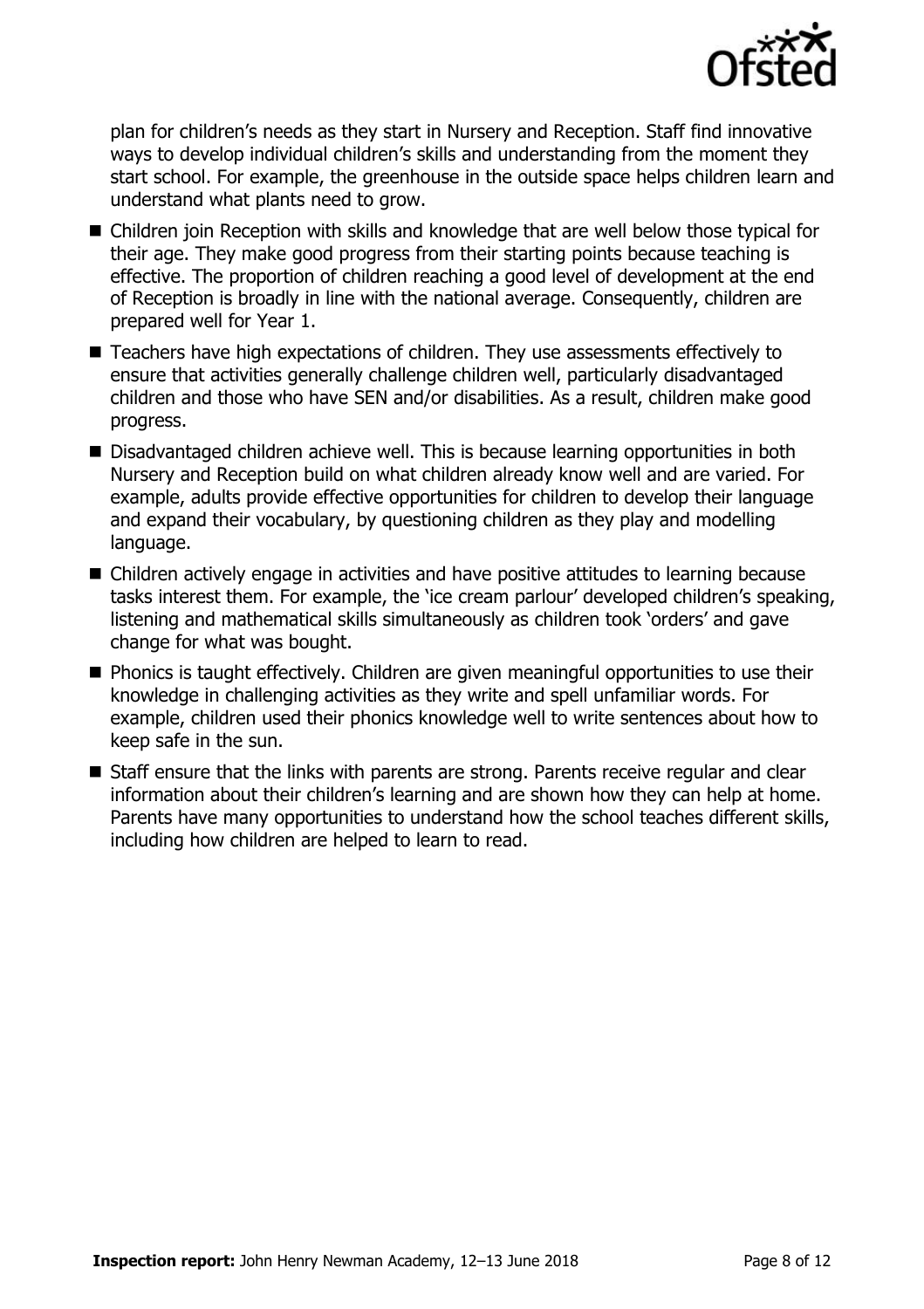plan for children's needs as they start in Nursery and Reception. Staff find innovative ways to develop individual children's skills and understanding from the moment they start school. For example, the greenhouse in the outside space helps children learn and understand what plants need to grow.

- Children join Reception with skills and knowledge that are well below those typical for their age. They make good progress from their starting points because teaching is effective. The proportion of children reaching a good level of development at the end of Reception is broadly in line with the national average. Consequently, children are prepared well for Year 1.
- Teachers have high expectations of children. They use assessments effectively to ensure that activities generally challenge children well, particularly disadvantaged children and those who have SEN and/or disabilities. As a result, children make good progress.
- Disadvantaged children achieve well. This is because learning opportunities in both Nursery and Reception build on what children already know well and are varied. For example, adults provide effective opportunities for children to develop their language and expand their vocabulary, by questioning children as they play and modelling language.
- Children actively engage in activities and have positive attitudes to learning because tasks interest them. For example, the 'ice cream parlour' developed children's speaking, listening and mathematical skills simultaneously as children took 'orders' and gave change for what was bought.
- Phonics is taught effectively. Children are given meaningful opportunities to use their knowledge in challenging activities as they write and spell unfamiliar words. For example, children used their phonics knowledge well to write sentences about how to keep safe in the sun.
- Staff ensure that the links with parents are strong. Parents receive regular and clear information about their children's learning and are shown how they can help at home. Parents have many opportunities to understand how the school teaches different skills, including how children are helped to learn to read.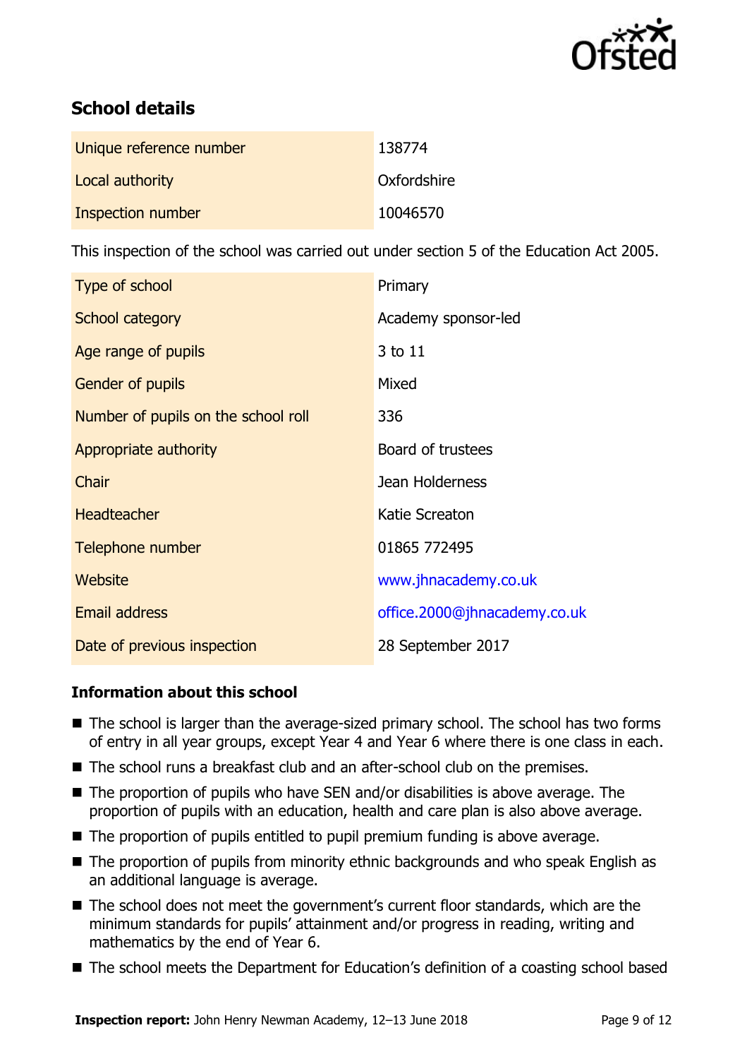## School details

| | |
|---|---|
| Unique reference number | 138774 |
| Local authority | Oxfordshire |
| Inspection number | 10046570 |

This inspection of the school was carried out under section 5 of the Education Act 2005.

| | |
|---|---|
| Type of school | Primary |
| School category | Academy sponsor-led |
| Age range of pupils | 3 to 11 |
| Gender of pupils | Mixed |
| Number of pupils on the school roll | 336 |
| Appropriate authority | Board of trustees |
| Chair | Jean Holderness |
| Headteacher | Katie Screaton |
| Telephone number | 01865 772495 |
| Website | www.jhnacademy.co.uk |
| Email address | office.2000@jhnacademy.co.uk |
| Date of previous inspection | 28 September 2017 |

### Information about this school

- The school is larger than the average-sized primary school. The school has two forms of entry in all year groups, except Year 4 and Year 6 where there is one class in each.
- The school runs a breakfast club and an after-school club on the premises.
- The proportion of pupils who have SEN and/or disabilities is above average. The proportion of pupils with an education, health and care plan is also above average.
- The proportion of pupils entitled to pupil premium funding is above average.
- The proportion of pupils from minority ethnic backgrounds and who speak English as an additional language is average.
- The school does not meet the government's current floor standards, which are the minimum standards for pupils' attainment and/or progress in reading, writing and mathematics by the end of Year 6.
- The school meets the Department for Education's definition of a coasting school based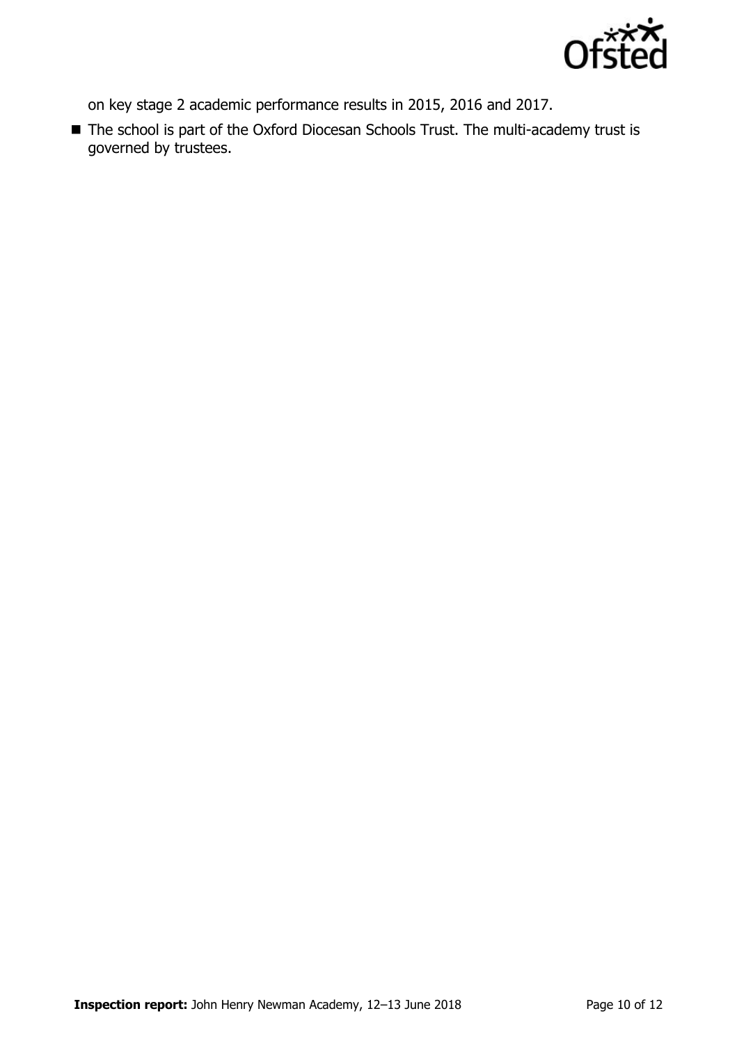on key stage 2 academic performance results in 2015, 2016 and 2017.

- The school is part of the Oxford Diocesan Schools Trust. The multi-academy trust is governed by trustees.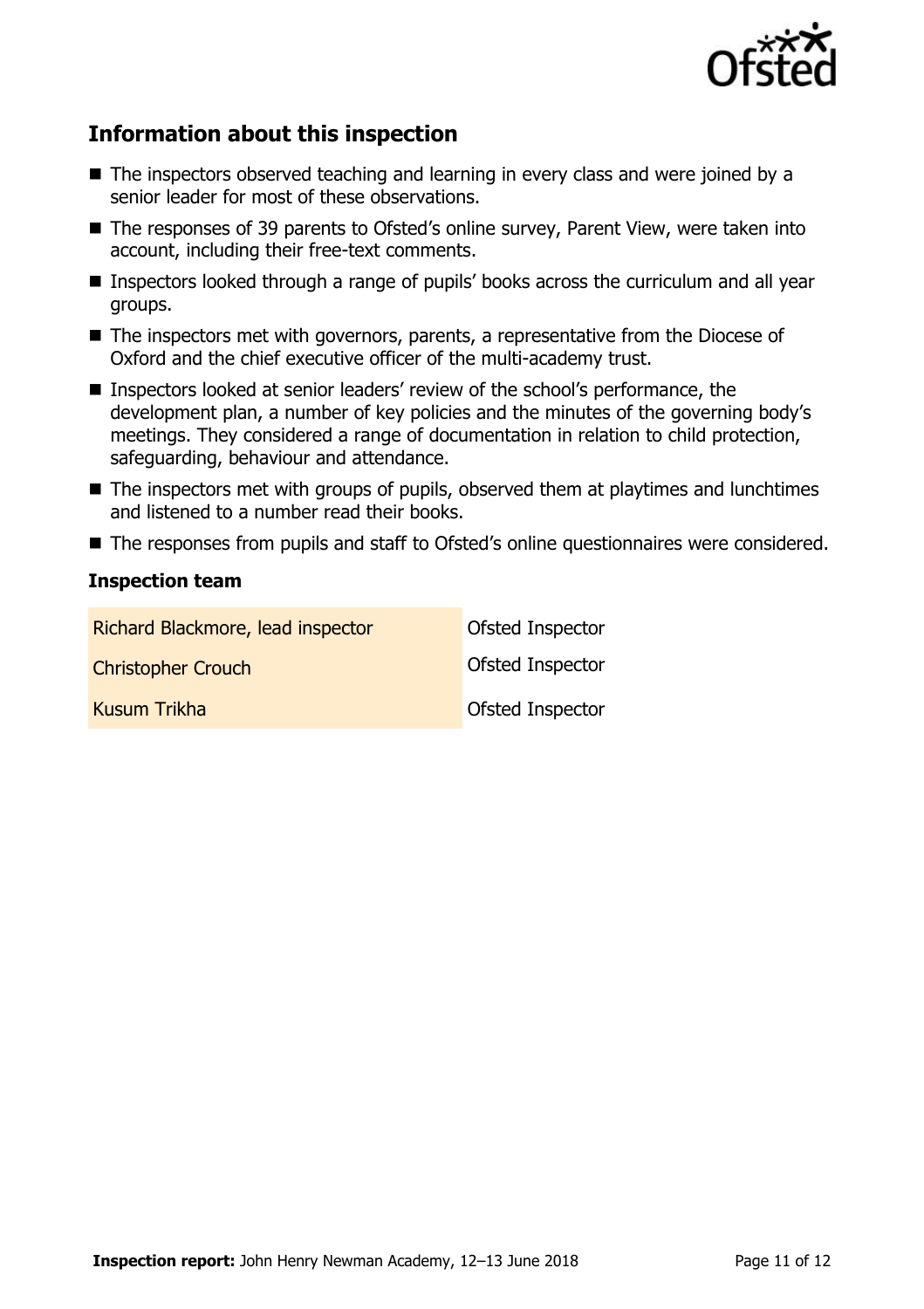## Information about this inspection

- The inspectors observed teaching and learning in every class and were joined by a senior leader for most of these observations.
- The responses of 39 parents to Ofsted's online survey, Parent View, were taken into account, including their free-text comments.
- Inspectors looked through a range of pupils' books across the curriculum and all year groups.
- The inspectors met with governors, parents, a representative from the Diocese of Oxford and the chief executive officer of the multi-academy trust.
- Inspectors looked at senior leaders' review of the school's performance, the development plan, a number of key policies and the minutes of the governing body's meetings. They considered a range of documentation in relation to child protection, safeguarding, behaviour and attendance.
- The inspectors met with groups of pupils, observed them at playtimes and lunchtimes and listened to a number read their books.
- The responses from pupils and staff to Ofsted's online questionnaires were considered.

### Inspection team

| | |
|---|---|
| Richard Blackmore, lead inspector | Ofsted Inspector |
| Christopher Crouch | Ofsted Inspector |
| Kusum Trikha | Ofsted Inspector |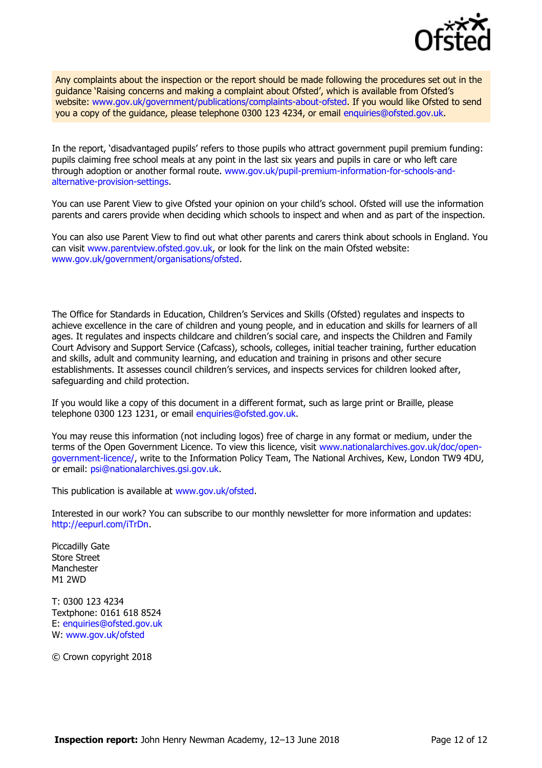Any complaints about the inspection or the report should be made following the procedures set out in the guidance 'Raising concerns and making a complaint about Ofsted', which is available from Ofsted's website: www.gov.uk/government/publications/complaints-about-ofsted. If you would like Ofsted to send you a copy of the guidance, please telephone 0300 123 4234, or email enquiries@ofsted.gov.uk.

In the report, 'disadvantaged pupils' refers to those pupils who attract government pupil premium funding: pupils claiming free school meals at any point in the last six years and pupils in care or who left care through adoption or another formal route. www.gov.uk/pupil-premium-information-for-schools-and-alternative-provision-settings.

You can use Parent View to give Ofsted your opinion on your child's school. Ofsted will use the information parents and carers provide when deciding which schools to inspect and when and as part of the inspection.

You can also use Parent View to find out what other parents and carers think about schools in England. You can visit www.parentview.ofsted.gov.uk, or look for the link on the main Ofsted website: www.gov.uk/government/organisations/ofsted.

The Office for Standards in Education, Children's Services and Skills (Ofsted) regulates and inspects to achieve excellence in the care of children and young people, and in education and skills for learners of all ages. It regulates and inspects childcare and children's social care, and inspects the Children and Family Court Advisory and Support Service (Cafcass), schools, colleges, initial teacher training, further education and skills, adult and community learning, and education and training in prisons and other secure establishments. It assesses council children's services, and inspects services for children looked after, safeguarding and child protection.

If you would like a copy of this document in a different format, such as large print or Braille, please telephone 0300 123 1231, or email enquiries@ofsted.gov.uk.

You may reuse this information (not including logos) free of charge in any format or medium, under the terms of the Open Government Licence. To view this licence, visit www.nationalarchives.gov.uk/doc/open-government-licence/, write to the Information Policy Team, The National Archives, Kew, London TW9 4DU, or email: psi@nationalarchives.gsi.gov.uk.

This publication is available at www.gov.uk/ofsted.

Interested in our work? You can subscribe to our monthly newsletter for more information and updates: http://eepurl.com/iTrDn.

Piccadilly Gate
Store Street
Manchester
M1 2WD

T: 0300 123 4234
Textphone: 0161 618 8524
E: enquiries@ofsted.gov.uk
W: www.gov.uk/ofsted

© Crown copyright 2018